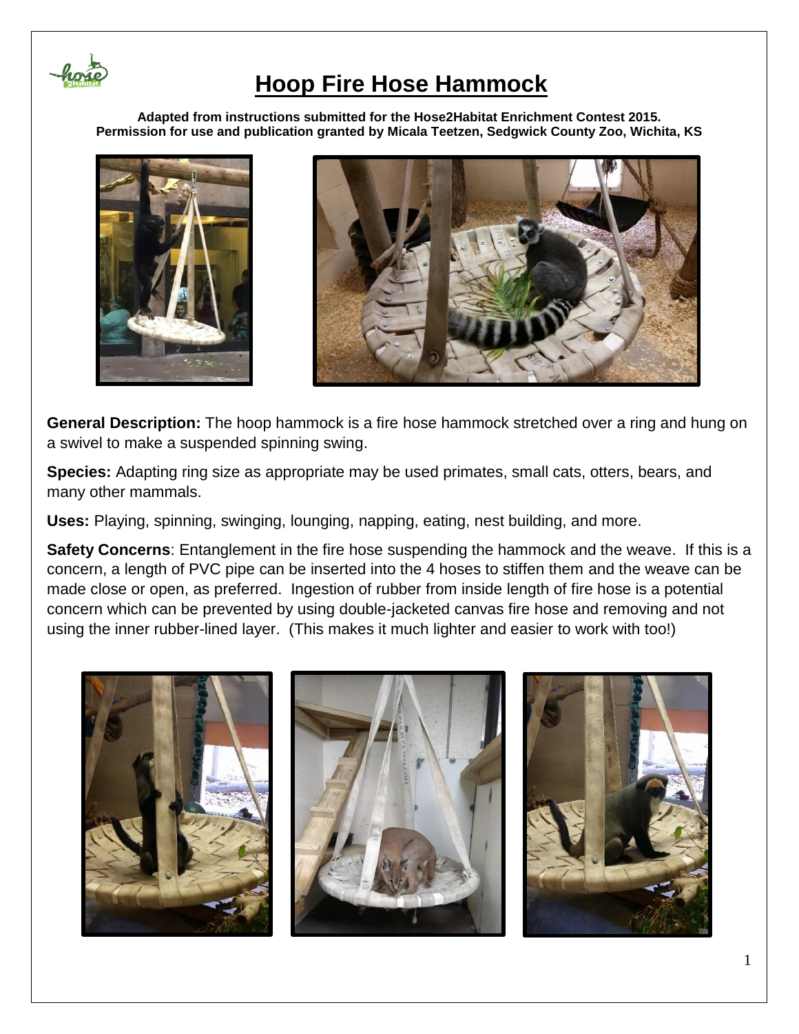# Hoop Fire Hose Hammock

**Adapted from instructions submitted for the Hose2Habitat Enrichment Contest 2015.**
**Permission for use and publication granted by Micala Teetzen, Sedgwick County Zoo, Wichita, KS**

**General Description:** The hoop hammock is a fire hose hammock stretched over a ring and hung on a swivel to make a suspended spinning swing.

**Species:** Adapting ring size as appropriate may be used primates, small cats, otters, bears, and many other mammals.

**Uses:** Playing, spinning, swinging, lounging, napping, eating, nest building, and more.

**Safety Concerns**: Entanglement in the fire hose suspending the hammock and the weave. If this is a concern, a length of PVC pipe can be inserted into the 4 hoses to stiffen them and the weave can be made close or open, as preferred. Ingestion of rubber from inside length of fire hose is a potential concern which can be prevented by using double-jacketed canvas fire hose and removing and not using the inner rubber-lined layer. (This makes it much lighter and easier to work with too!)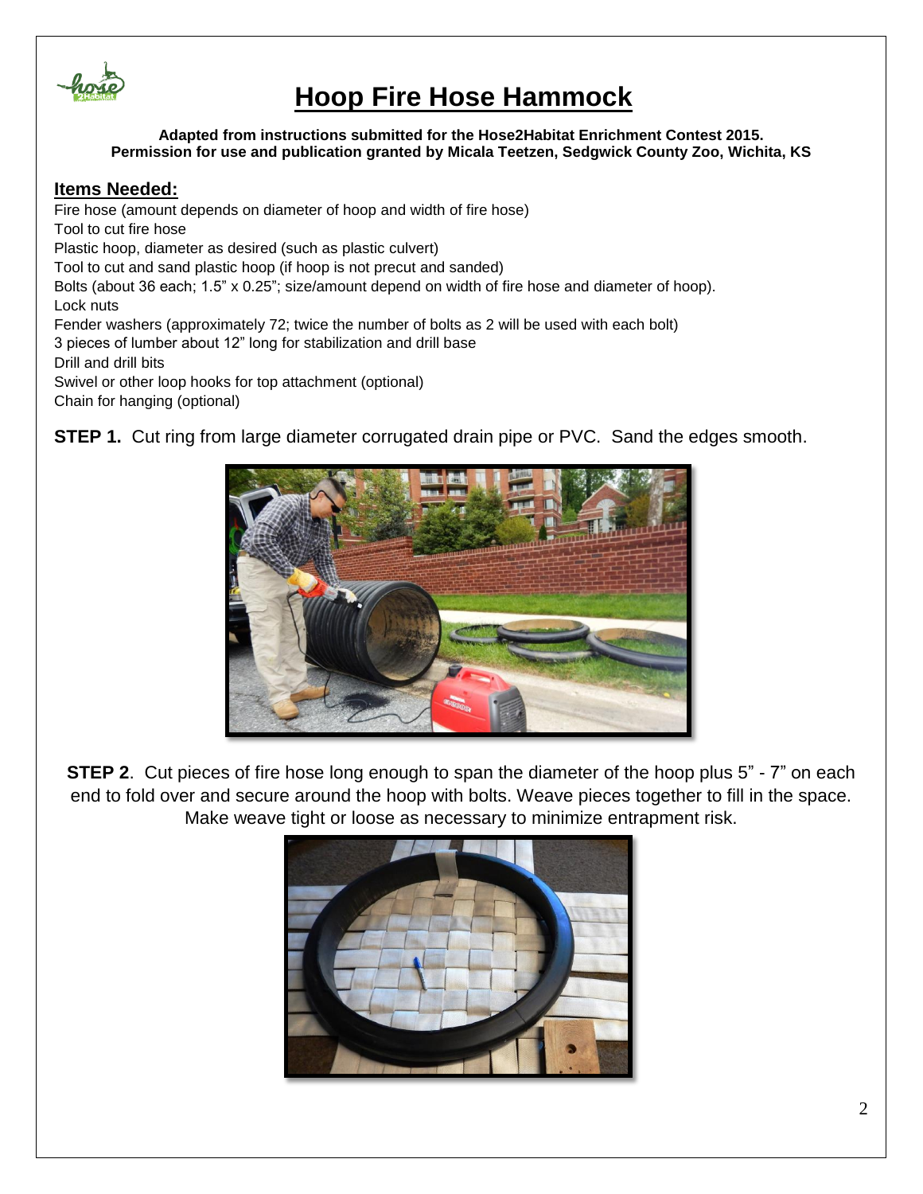# Hoop Fire Hose Hammock

**Adapted from instructions submitted for the Hose2Habitat Enrichment Contest 2015.**
**Permission for use and publication granted by Micala Teetzen, Sedgwick County Zoo, Wichita, KS**

## Items Needed:

Fire hose (amount depends on diameter of hoop and width of fire hose)
Tool to cut fire hose
Plastic hoop, diameter as desired (such as plastic culvert)
Tool to cut and sand plastic hoop (if hoop is not precut and sanded)
Bolts (about 36 each; 1.5" x 0.25"; size/amount depend on width of fire hose and diameter of hoop).
Lock nuts
Fender washers (approximately 72; twice the number of bolts as 2 will be used with each bolt)
3 pieces of lumber about 12" long for stabilization and drill base
Drill and drill bits
Swivel or other loop hooks for top attachment (optional)
Chain for hanging (optional)

**STEP 1.** Cut ring from large diameter corrugated drain pipe or PVC. Sand the edges smooth.

**STEP 2**. Cut pieces of fire hose long enough to span the diameter of the hoop plus 5" - 7" on each end to fold over and secure around the hoop with bolts. Weave pieces together to fill in the space. Make weave tight or loose as necessary to minimize entrapment risk.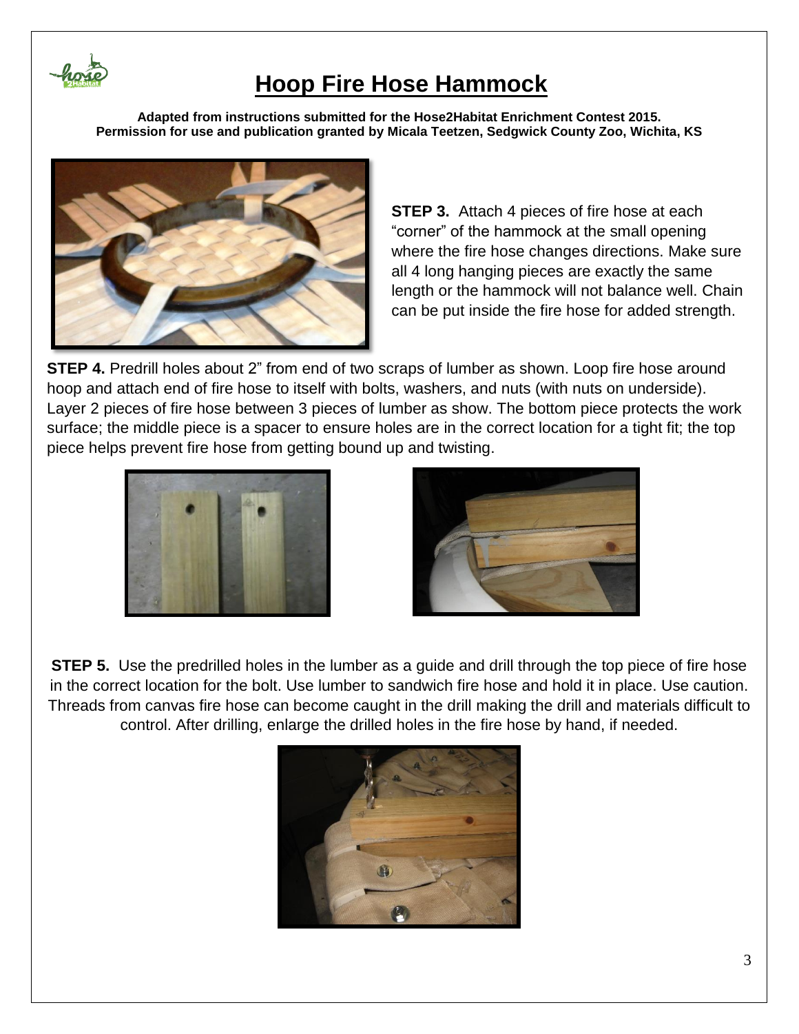# Hoop Fire Hose Hammock

**Adapted from instructions submitted for the Hose2Habitat Enrichment Contest 2015. Permission for use and publication granted by Micala Teetzen, Sedgwick County Zoo, Wichita, KS**

**STEP 3.** Attach 4 pieces of fire hose at each "corner" of the hammock at the small opening where the fire hose changes directions. Make sure all 4 long hanging pieces are exactly the same length or the hammock will not balance well. Chain can be put inside the fire hose for added strength.

**STEP 4.** Predrill holes about 2" from end of two scraps of lumber as shown. Loop fire hose around hoop and attach end of fire hose to itself with bolts, washers, and nuts (with nuts on underside). Layer 2 pieces of fire hose between 3 pieces of lumber as show. The bottom piece protects the work surface; the middle piece is a spacer to ensure holes are in the correct location for a tight fit; the top piece helps prevent fire hose from getting bound up and twisting.

**STEP 5.** Use the predrilled holes in the lumber as a guide and drill through the top piece of fire hose in the correct location for the bolt. Use lumber to sandwich fire hose and hold it in place. Use caution. Threads from canvas fire hose can become caught in the drill making the drill and materials difficult to control. After drilling, enlarge the drilled holes in the fire hose by hand, if needed.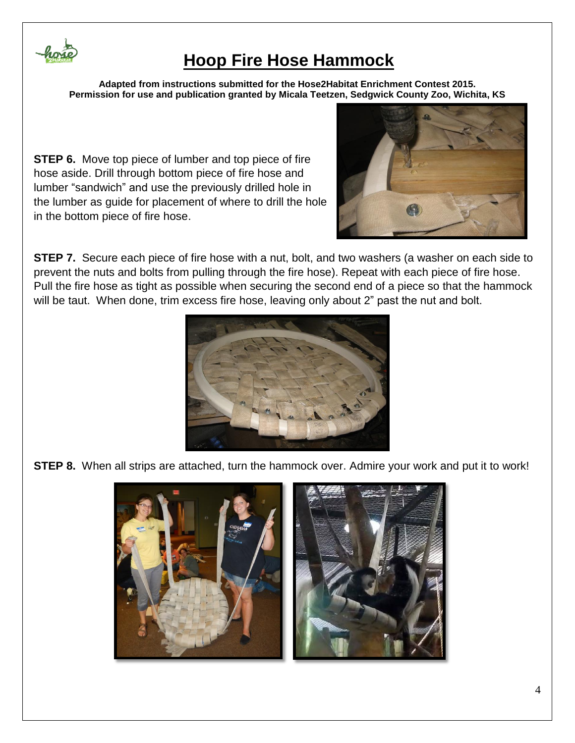# Hoop Fire Hose Hammock

**Adapted from instructions submitted for the Hose2Habitat Enrichment Contest 2015.**
**Permission for use and publication granted by Micala Teetzen, Sedgwick County Zoo, Wichita, KS**

**STEP 6.** Move top piece of lumber and top piece of fire hose aside. Drill through bottom piece of fire hose and lumber "sandwich" and use the previously drilled hole in the lumber as guide for placement of where to drill the hole in the bottom piece of fire hose.

**STEP 7.** Secure each piece of fire hose with a nut, bolt, and two washers (a washer on each side to prevent the nuts and bolts from pulling through the fire hose). Repeat with each piece of fire hose. Pull the fire hose as tight as possible when securing the second end of a piece so that the hammock will be taut. When done, trim excess fire hose, leaving only about 2" past the nut and bolt.

**STEP 8.** When all strips are attached, turn the hammock over. Admire your work and put it to work!